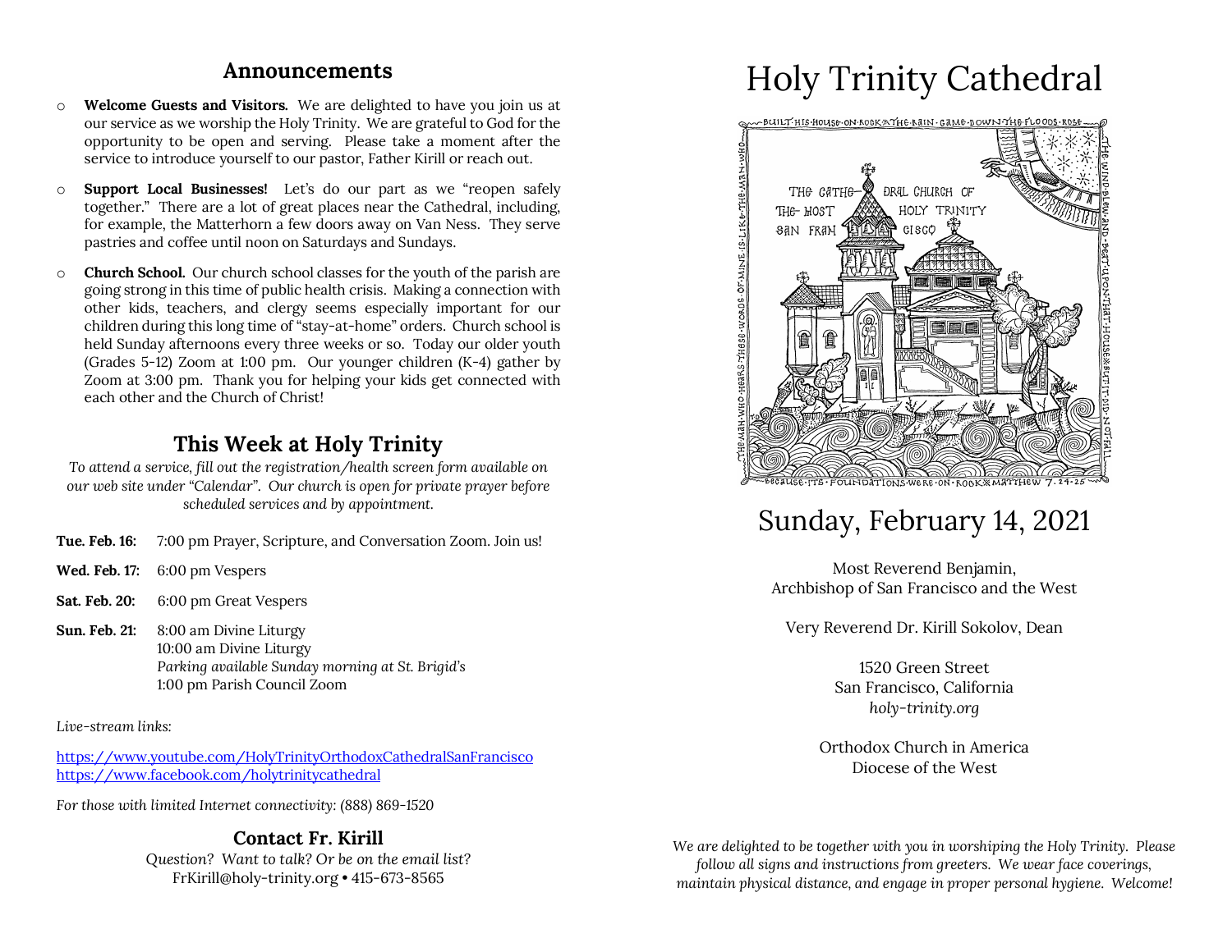## Announcements

- **Welcome Guests and Visitors.** We are delighted to have you join us at our service as we worship the Holy Trinity. We are grateful to God for the opportunity to be open and serving. Please take a moment after the service to introduce yourself to our pastor, Father Kirill or reach out.
- **Support Local Businesses!** Let's do our part as we "reopen safely together." There are a lot of great places near the Cathedral, including, for example, the Matterhorn a few doors away on Van Ness. They serve pastries and coffee until noon on Saturdays and Sundays.
- **Church School.** Our church school classes for the youth of the parish are going strong in this time of public health crisis. Making a connection with other kids, teachers, and clergy seems especially important for our children during this long time of "stay-at-home" orders. Church school is held Sunday afternoons every three weeks or so. Today our older youth (Grades 5-12) Zoom at 1:00 pm. Our younger children (K-4) gather by Zoom at 3:00 pm. Thank you for helping your kids get connected with each other and the Church of Christ!

## This Week at Holy Trinity

*To attend a service, fill out the registration/health screen form available on our web site under "Calendar". Our church is open for private prayer before scheduled services and by appointment.*

**Tue. Feb. 16:** 7:00 pm Prayer, Scripture, and Conversation Zoom. Join us!

**Wed. Feb. 17:** 6:00 pm Vespers

**Sat. Feb. 20:** 6:00 pm Great Vespers

**Sun. Feb. 21:** 8:00 am Divine Liturgy
10:00 am Divine Liturgy
*Parking available Sunday morning at St. Brigid's*
1:00 pm Parish Council Zoom

*Live-stream links:*

https://www.youtube.com/HolyTrinityOrthodoxCathedralSanFrancisco
https://www.facebook.com/holytrinitycathedral

*For those with limited Internet connectivity: (888) 869-1520*

### Contact Fr. Kirill

*Question? Want to talk? Or be on the email list?*
FrKirill@holy-trinity.org • 415-673-8565

# Holy Trinity Cathedral

BUILT·HIS·HOUSE·ON·ROCK※THE·RAIN·CAME·DOWN·THE·FLOODS·ROSE·THE·WIND·BLEW·AND·BEAT·UPON·THAT·HOUSE※BUT·IT·DID·NOT·FALL·BECAUSE·ITS·FOUNDATIONS·WERE·ON·ROCK※MATTHEW 7·24-25 THE·MAN·WHO·HEARS·THESE·WORDS·OF·MINE·IS·LIKE·THE·MAN·WHO

THE CATHEDRAL CHURCH OF THE MOST HOLY TRINITY SAN FRANCISCO

## Sunday, February 14, 2021

Most Reverend Benjamin,
Archbishop of San Francisco and the West

Very Reverend Dr. Kirill Sokolov, Dean

1520 Green Street
San Francisco, California
*holy-trinity.org*

Orthodox Church in America
Diocese of the West

*We are delighted to be together with you in worshiping the Holy Trinity. Please follow all signs and instructions from greeters. We wear face coverings, maintain physical distance, and engage in proper personal hygiene. Welcome!*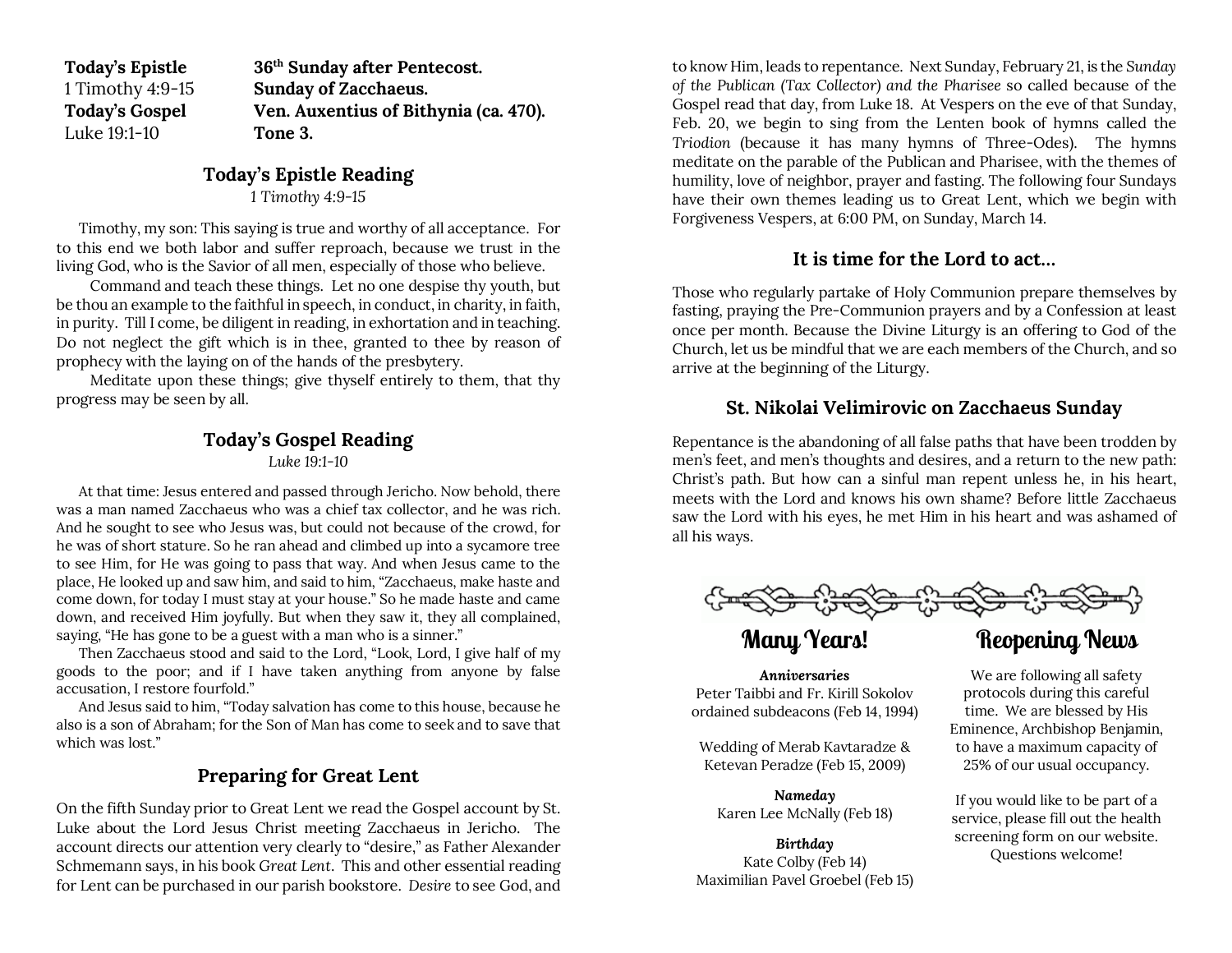| | |
|---|---|
| **Today's Epistle** | **36th Sunday after Pentecost.** |
| 1 Timothy 4:9-15 | **Sunday of Zacchaeus.** |
| **Today's Gospel** | **Ven. Auxentius of Bithynia (ca. 470).** |
| Luke 19:1-10 | **Tone 3.** |

## Today's Epistle Reading

*1 Timothy 4:9-15*

Timothy, my son: This saying is true and worthy of all acceptance. For to this end we both labor and suffer reproach, because we trust in the living God, who is the Savior of all men, especially of those who believe.

Command and teach these things. Let no one despise thy youth, but be thou an example to the faithful in speech, in conduct, in charity, in faith, in purity. Till I come, be diligent in reading, in exhortation and in teaching. Do not neglect the gift which is in thee, granted to thee by reason of prophecy with the laying on of the hands of the presbytery.

Meditate upon these things; give thyself entirely to them, that thy progress may be seen by all.

## Today's Gospel Reading

*Luke 19:1-10*

At that time: Jesus entered and passed through Jericho. Now behold, there was a man named Zacchaeus who was a chief tax collector, and he was rich. And he sought to see who Jesus was, but could not because of the crowd, for he was of short stature. So he ran ahead and climbed up into a sycamore tree to see Him, for He was going to pass that way. And when Jesus came to the place, He looked up and saw him, and said to him, "Zacchaeus, make haste and come down, for today I must stay at your house." So he made haste and came down, and received Him joyfully. But when they saw it, they all complained, saying, "He has gone to be a guest with a man who is a sinner."

Then Zacchaeus stood and said to the Lord, "Look, Lord, I give half of my goods to the poor; and if I have taken anything from anyone by false accusation, I restore fourfold."

And Jesus said to him, "Today salvation has come to this house, because he also is a son of Abraham; for the Son of Man has come to seek and to save that which was lost."

## Preparing for Great Lent

On the fifth Sunday prior to Great Lent we read the Gospel account by St. Luke about the Lord Jesus Christ meeting Zacchaeus in Jericho. The account directs our attention very clearly to "desire," as Father Alexander Schmemann says, in his book *Great Lent*. This and other essential reading for Lent can be purchased in our parish bookstore. *Desire* to see God, and to know Him, leads to repentance. Next Sunday, February 21, is the *Sunday of the Publican (Tax Collector) and the Pharisee* so called because of the Gospel read that day, from Luke 18. At Vespers on the eve of that Sunday, Feb. 20, we begin to sing from the Lenten book of hymns called the *Triodion* (because it has many hymns of Three-Odes). The hymns meditate on the parable of the Publican and Pharisee, with the themes of humility, love of neighbor, prayer and fasting. The following four Sundays have their own themes leading us to Great Lent, which we begin with Forgiveness Vespers, at 6:00 PM, on Sunday, March 14.

## It is time for the Lord to act…

Those who regularly partake of Holy Communion prepare themselves by fasting, praying the Pre-Communion prayers and by a Confession at least once per month. Because the Divine Liturgy is an offering to God of the Church, let us be mindful that we are each members of the Church, and so arrive at the beginning of the Liturgy.

## St. Nikolai Velimirovic on Zacchaeus Sunday

Repentance is the abandoning of all false paths that have been trodden by men's feet, and men's thoughts and desires, and a return to the new path: Christ's path. But how can a sinful man repent unless he, in his heart, meets with the Lord and knows his own shame? Before little Zacchaeus saw the Lord with his eyes, he met Him in his heart and was ashamed of all his ways.

## Many Years!

***Anniversaries***

Peter Taibbi and Fr. Kirill Sokolov ordained subdeacons (Feb 14, 1994)

Wedding of Merab Kavtaradze & Ketevan Peradze (Feb 15, 2009)

***Nameday***

Karen Lee McNally (Feb 18)

***Birthday***

Kate Colby (Feb 14)
Maximilian Pavel Groebel (Feb 15)

## Reopening News

We are following all safety protocols during this careful time. We are blessed by His Eminence, Archbishop Benjamin, to have a maximum capacity of 25% of our usual occupancy.

If you would like to be part of a service, please fill out the health screening form on our website. Questions welcome!